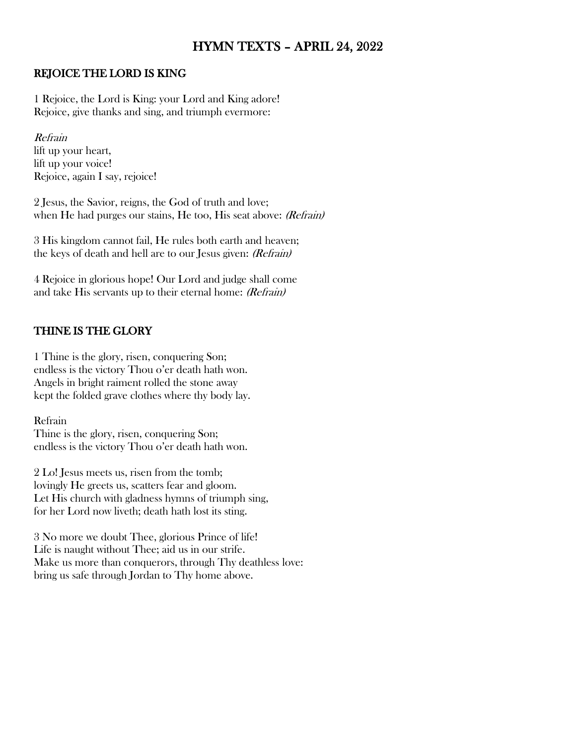# HYMN TEXTS – APRIL 24, 2022

## REJOICE THE LORD IS KING

1 Rejoice, the Lord is King: your Lord and King adore!
Rejoice, give thanks and sing, and triumph evermore:

*Refrain*
lift up your heart,
lift up your voice!
Rejoice, again I say, rejoice!

2 Jesus, the Savior, reigns, the God of truth and love;
when He had purges our stains, He too, His seat above: *(Refrain)*

3 His kingdom cannot fail, He rules both earth and heaven;
the keys of death and hell are to our Jesus given: *(Refrain)*

4 Rejoice in glorious hope! Our Lord and judge shall come
and take His servants up to their eternal home: *(Refrain)*

## THINE IS THE GLORY

1 Thine is the glory, risen, conquering Son;
endless is the victory Thou o'er death hath won.
Angels in bright raiment rolled the stone away
kept the folded grave clothes where thy body lay.

Refrain
Thine is the glory, risen, conquering Son;
endless is the victory Thou o'er death hath won.

2 Lo! Jesus meets us, risen from the tomb;
lovingly He greets us, scatters fear and gloom.
Let His church with gladness hymns of triumph sing,
for her Lord now liveth; death hath lost its sting.

3 No more we doubt Thee, glorious Prince of life!
Life is naught without Thee; aid us in our strife.
Make us more than conquerors, through Thy deathless love:
bring us safe through Jordan to Thy home above.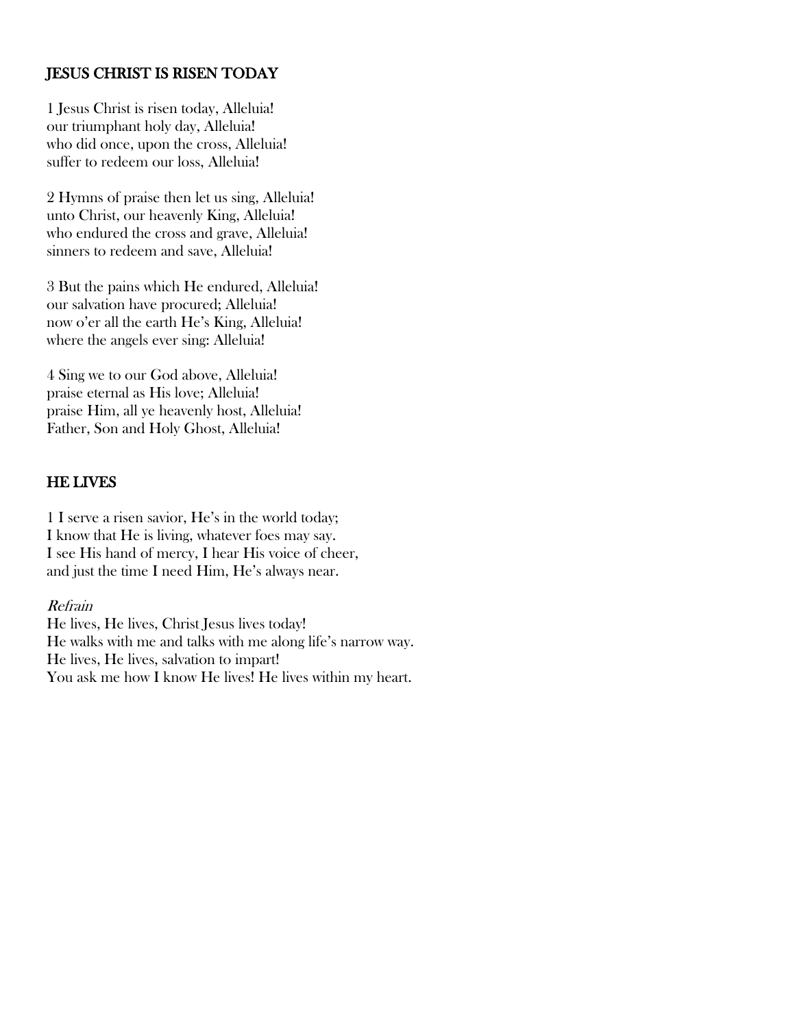## JESUS CHRIST IS RISEN TODAY

1 Jesus Christ is risen today, Alleluia!
our triumphant holy day, Alleluia!
who did once, upon the cross, Alleluia!
suffer to redeem our loss, Alleluia!

2 Hymns of praise then let us sing, Alleluia!
unto Christ, our heavenly King, Alleluia!
who endured the cross and grave, Alleluia!
sinners to redeem and save, Alleluia!

3 But the pains which He endured, Alleluia!
our salvation have procured; Alleluia!
now o'er all the earth He's King, Alleluia!
where the angels ever sing: Alleluia!

4 Sing we to our God above, Alleluia!
praise eternal as His love; Alleluia!
praise Him, all ye heavenly host, Alleluia!
Father, Son and Holy Ghost, Alleluia!

## HE LIVES

1 I serve a risen savior, He's in the world today;
I know that He is living, whatever foes may say.
I see His hand of mercy, I hear His voice of cheer,
and just the time I need Him, He's always near.

*Refrain*
He lives, He lives, Christ Jesus lives today!
He walks with me and talks with me along life's narrow way.
He lives, He lives, salvation to impart!
You ask me how I know He lives! He lives within my heart.